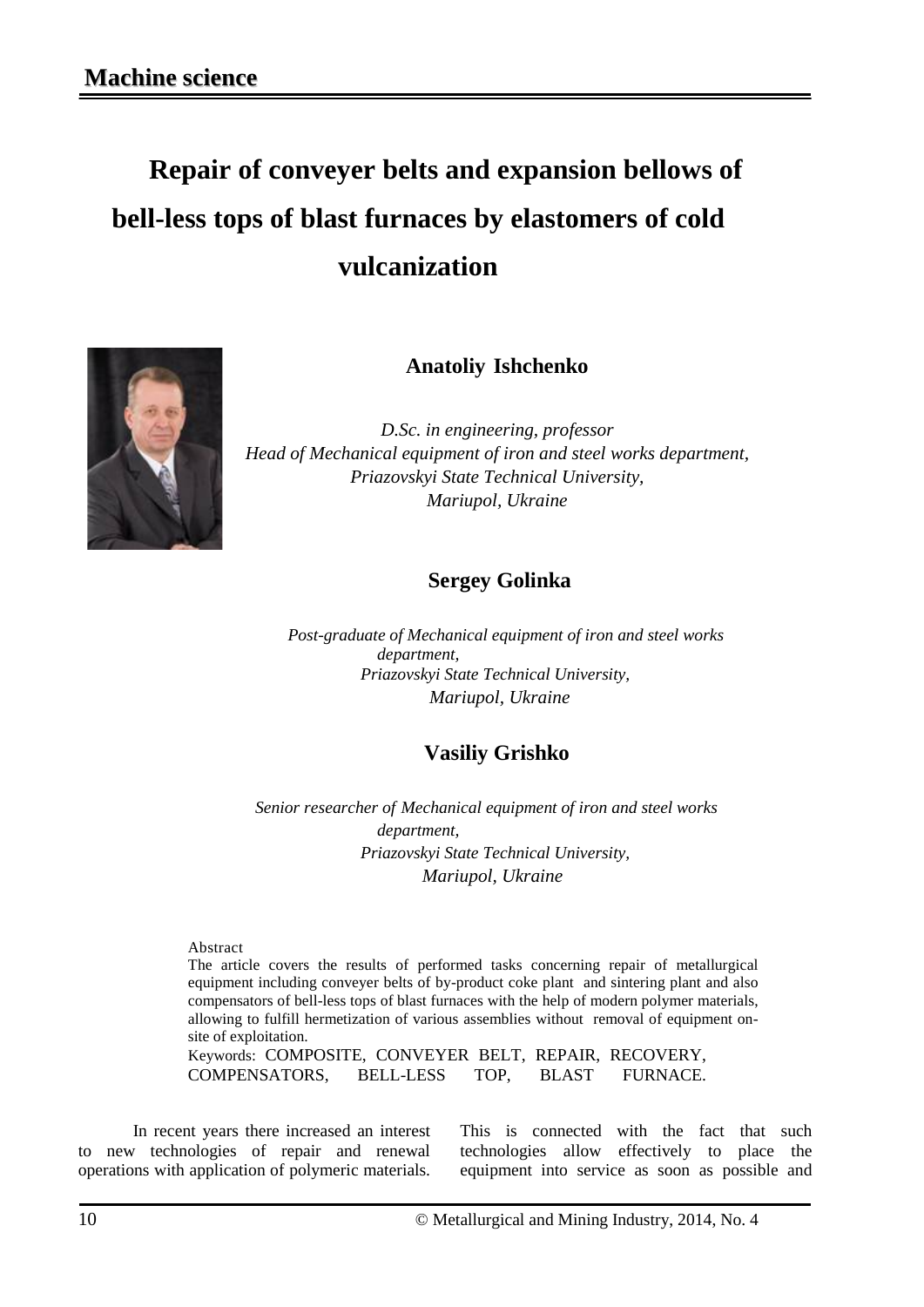# Repair of conveyer belts and expansion bellows of bell-less tops of blast furnaces by elastomers of cold vulcanization

**Anatoliy Ishchenko**

*D.Sc. in engineering, professor*
*Head of Mechanical equipment of iron and steel works department,*
*Priazovskyi State Technical University,*
*Mariupol, Ukraine*

**Sergey Golinka**

*Post-graduate of Mechanical equipment of iron and steel works department,*
*Priazovskyi State Technical University,*
*Mariupol, Ukraine*

**Vasiliy Grishko**

*Senior researcher of Mechanical equipment of iron and steel works department,*
*Priazovskyi State Technical University,*
*Mariupol, Ukraine*

Abstract

The article covers the results of performed tasks concerning repair of metallurgical equipment including conveyer belts of by-product coke plant and sintering plant and also compensators of bell-less tops of blast furnaces with the help of modern polymer materials, allowing to fulfill hermetization of various assemblies without removal of equipment on-site of exploitation.

Keywords: COMPOSITE, CONVEYER BELT, REPAIR, RECOVERY, COMPENSATORS, BELL-LESS TOP, BLAST FURNACE.

In recent years there increased an interest to new technologies of repair and renewal operations with application of polymeric materials. This is connected with the fact that such technologies allow effectively to place the equipment into service as soon as possible and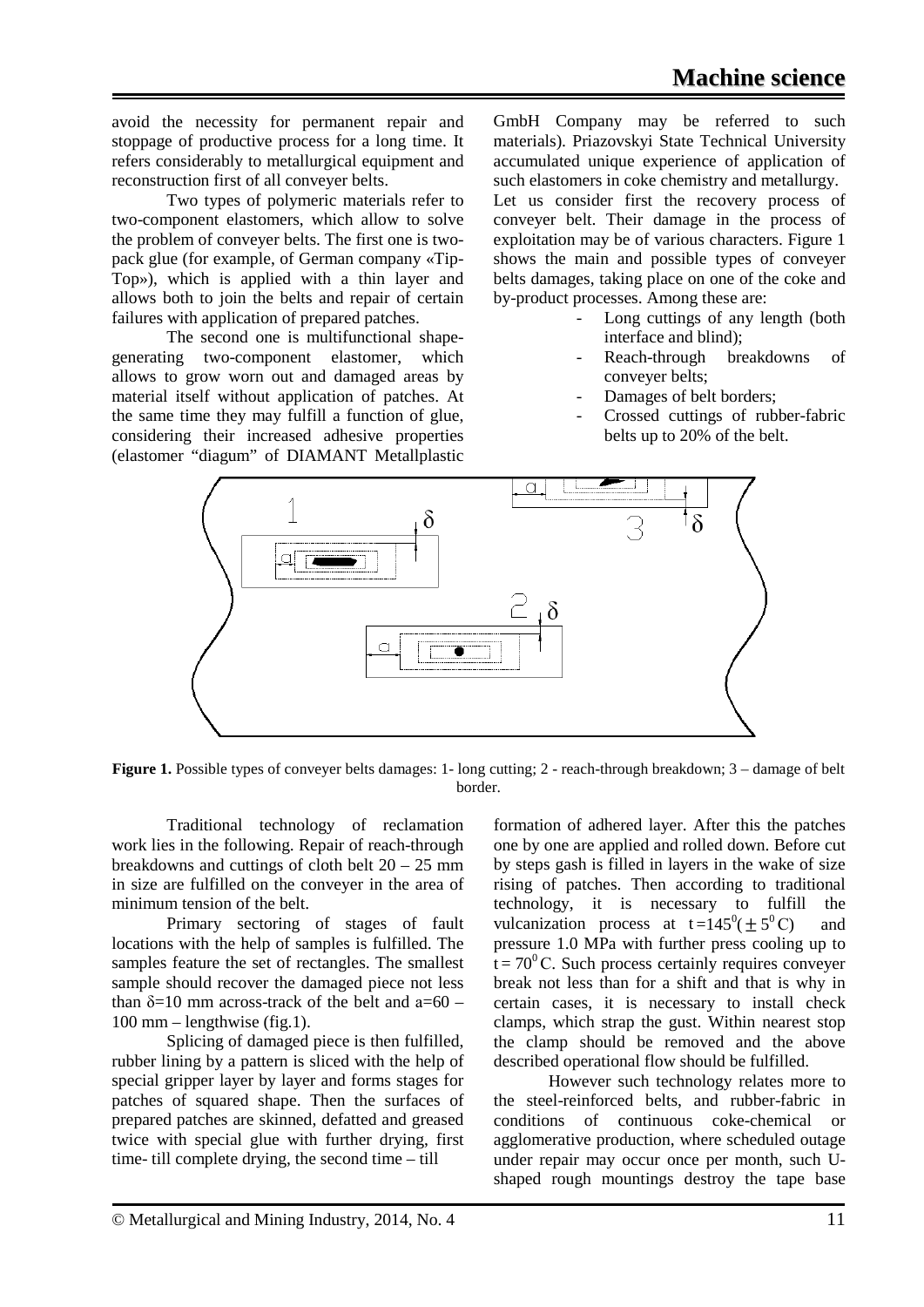avoid the necessity for permanent repair and stoppage of productive process for a long time. It refers considerably to metallurgical equipment and reconstruction first of all conveyer belts.

Two types of polymeric materials refer to two-component elastomers, which allow to solve the problem of conveyer belts. The first one is two-pack glue (for example, of German company «Tip-Top»), which is applied with a thin layer and allows both to join the belts and repair of certain failures with application of prepared patches.

The second one is multifunctional shape-generating two-component elastomer, which allows to grow worn out and damaged areas by material itself without application of patches. At the same time they may fulfill a function of glue, considering their increased adhesive properties (elastomer "diagum" of DIAMANT Metallplastic GmbH Company may be referred to such materials). Priazovskyi State Technical University accumulated unique experience of application of such elastomers in coke chemistry and metallurgy.

Let us consider first the recovery process of conveyer belt. Their damage in the process of exploitation may be of various characters. Figure 1 shows the main and possible types of conveyer belts damages, taking place on one of the coke and by-product processes. Among these are:

- Long cuttings of any length (both interface and blind);
- Reach-through breakdowns of conveyer belts;
- Damages of belt borders;
- Crossed cuttings of rubber-fabric belts up to 20% of the belt.

**Figure 1.** Possible types of conveyer belts damages: 1- long cutting; 2 - reach-through breakdown; 3 – damage of belt border.

Traditional technology of reclamation work lies in the following. Repair of reach-through breakdowns and cuttings of cloth belt 20 – 25 mm in size are fulfilled on the conveyer in the area of minimum tension of the belt.

Primary sectoring of stages of fault locations with the help of samples is fulfilled. The samples feature the set of rectangles. The smallest sample should recover the damaged piece not less than $\delta$=10 mm across-track of the belt and a=60 – 100 mm – lengthwise (fig.1).

Splicing of damaged piece is then fulfilled, rubber lining by a pattern is sliced with the help of special gripper layer by layer and forms stages for patches of squared shape. Then the surfaces of prepared patches are skinned, defatted and greased twice with special glue with further drying, first time- till complete drying, the second time – till formation of adhered layer. After this the patches one by one are applied and rolled down. Before cut by steps gash is filled in layers in the wake of size rising of patches. Then according to traditional technology, it is necessary to fulfill the vulcanization process at $t = 145^0 (\pm 5^0 C)$ and pressure 1.0 MPa with further press cooling up to $t = 70^0 C$. Such process certainly requires conveyer break not less than for a shift and that is why in certain cases, it is necessary to install check clamps, which strap the gust. Within nearest stop the clamp should be removed and the above described operational flow should be fulfilled.

However such technology relates more to the steel-reinforced belts, and rubber-fabric in conditions of continuous coke-chemical or agglomerative production, where scheduled outage under repair may occur once per month, such U-shaped rough mountings destroy the tape base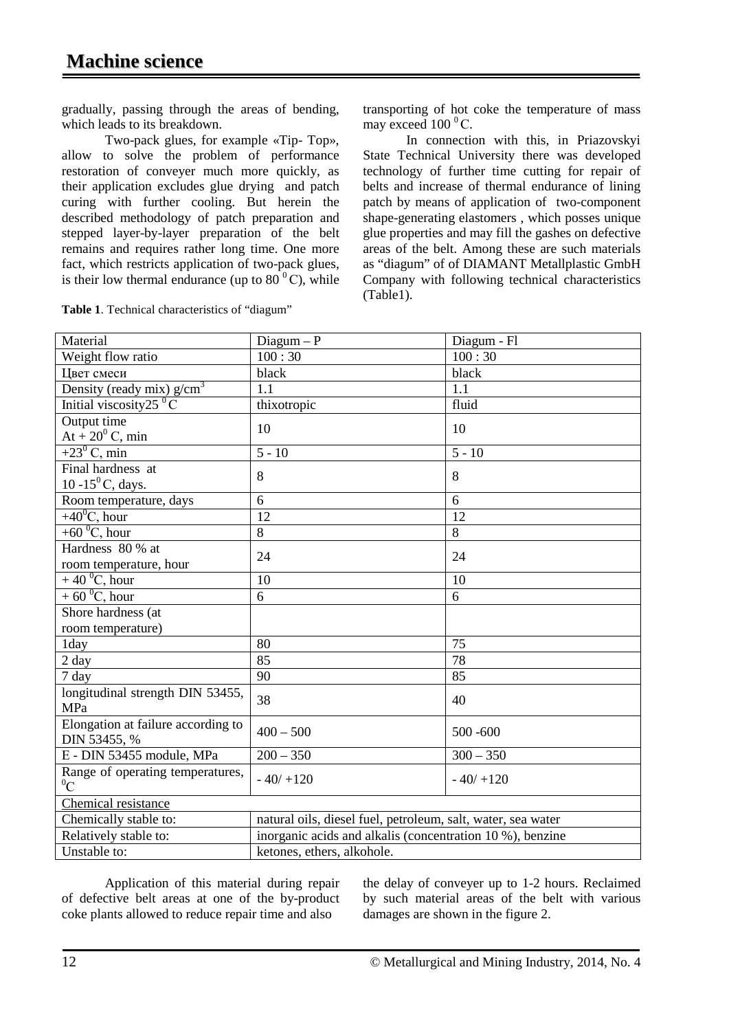gradually, passing through the areas of bending, which leads to its breakdown.

Two-pack glues, for example «Tip- Top», allow to solve the problem of performance restoration of conveyer much more quickly, as their application excludes glue drying and patch curing with further cooling. But herein the described methodology of patch preparation and stepped layer-by-layer preparation of the belt remains and requires rather long time. One more fact, which restricts application of two-pack glues, is their low thermal endurance (up to 80 $^0$C), while transporting of hot coke the temperature of mass may exceed 100 $^0$C.

In connection with this, in Priazovskyi State Technical University there was developed technology of further time cutting for repair of belts and increase of thermal endurance of lining patch by means of application of two-component shape-generating elastomers , which posses unique glue properties and may fill the gashes on defective areas of the belt. Among these are such materials as "diagum" of of DIAMANT Metallplastic GmbH Company with following technical characteristics (Table1).

**Table 1**. Technical characteristics of "diagum"

| Material | Diagum – P | Diagum - Fl |
|---|---|---|
| Weight flow ratio | 100 : 30 | 100 : 30 |
| Цвет смеси | black | black |
| Density (ready mix) g/cm$^3$ | 1.1 | 1.1 |
| Initial viscosity25 $^0$C | thixotropic | fluid |
| Output time At + 20$^0$ C, min | 10 | 10 |
| +23$^0$ C, min | 5 - 10 | 5 - 10 |
| Final hardness at 10 -15$^0$ C, days. | 8 | 8 |
| Room temperature, days | 6 | 6 |
| +40$^0$C, hour | 12 | 12 |
| +60 $^0$C, hour | 8 | 8 |
| Hardness 80 % at room temperature, hour | 24 | 24 |
| + 40 $^0$C, hour | 10 | 10 |
| + 60 $^0$C, hour | 6 | 6 |
| Shore hardness (at room temperature) | | |
| 1day | 80 | 75 |
| 2 day | 85 | 78 |
| 7 day | 90 | 85 |
| longitudinal strength DIN 53455, MPa | 38 | 40 |
| Elongation at failure according to DIN 53455, % | 400 – 500 | 500 -600 |
| E - DIN 53455 module, MPa | 200 – 350 | 300 – 350 |
| Range of operating temperatures, $^0$C | - 40/ +120 | - 40/ +120 |
| Chemical resistance | | |
| Chemically stable to: | natural oils, diesel fuel, petroleum, salt, water, sea water | |
| Relatively stable to: | inorganic acids and alkalis (concentration 10 %), benzine | |
| Unstable to: | ketones, ethers, alkohole. | |

Application of this material during repair of defective belt areas at one of the by-product coke plants allowed to reduce repair time and also the delay of conveyer up to 1-2 hours. Reclaimed by such material areas of the belt with various damages are shown in the figure 2.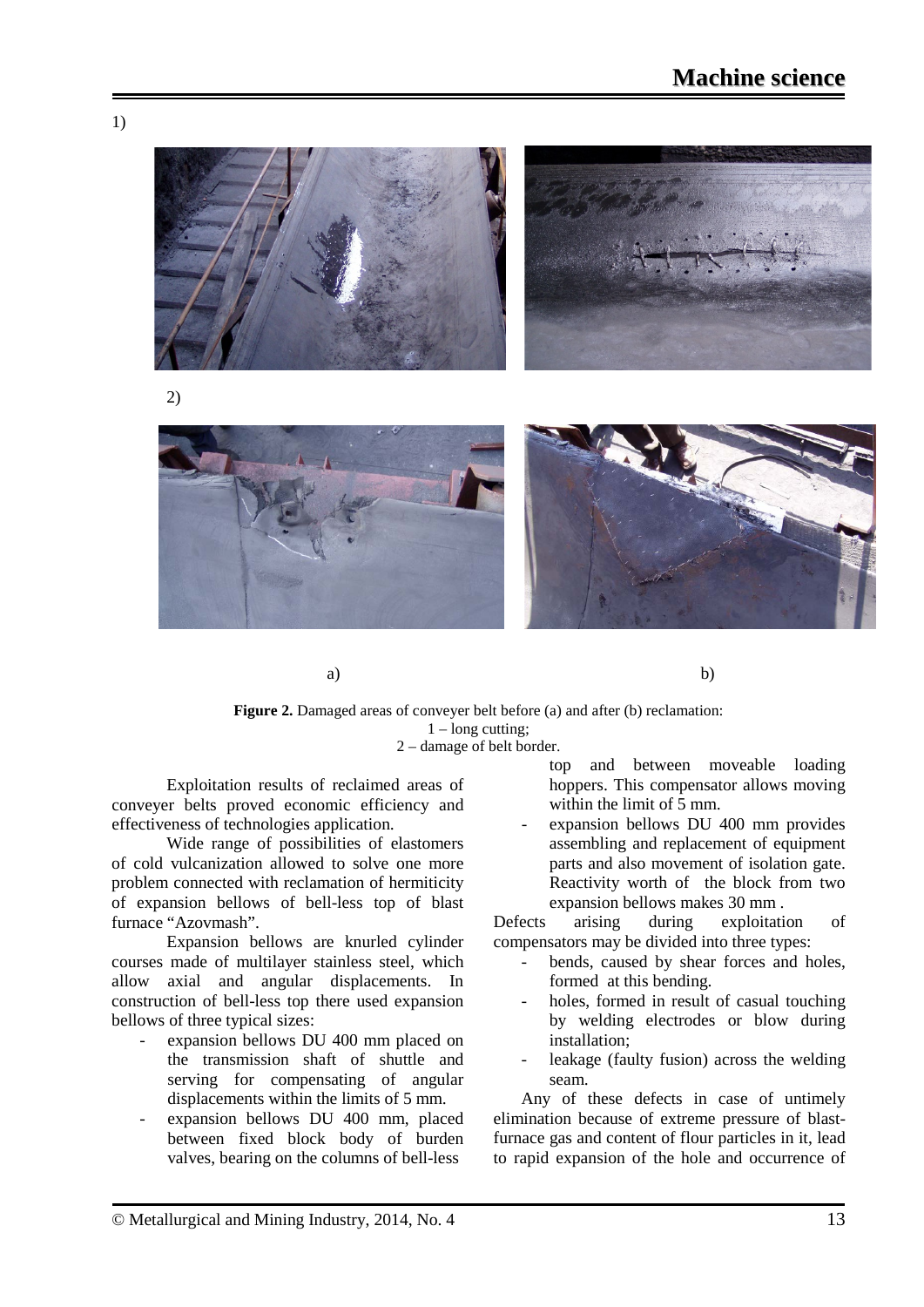1)

2)

a) b)

**Figure 2.** Damaged areas of conveyer belt before (a) and after (b) reclamation:
1 – long cutting;
2 – damage of belt border.

Exploitation results of reclaimed areas of conveyer belts proved economic efficiency and effectiveness of technologies application.

Wide range of possibilities of elastomers of cold vulcanization allowed to solve one more problem connected with reclamation of hermiticity of expansion bellows of bell-less top of blast furnace "Azovmash".

Expansion bellows are knurled cylinder courses made of multilayer stainless steel, which allow axial and angular displacements. In construction of bell-less top there used expansion bellows of three typical sizes:

- expansion bellows DU 400 mm placed on the transmission shaft of shuttle and serving for compensating of angular displacements within the limits of 5 mm.
- expansion bellows DU 400 mm, placed between fixed block body of burden valves, bearing on the columns of bell-less top and between moveable loading hoppers. This compensator allows moving within the limit of 5 mm.
- expansion bellows DU 400 mm provides assembling and replacement of equipment parts and also movement of isolation gate. Reactivity worth of the block from two expansion bellows makes 30 mm .

Defects arising during exploitation of compensators may be divided into three types:

- bends, caused by shear forces and holes, formed at this bending.
- holes, formed in result of casual touching by welding electrodes or blow during installation;
- leakage (faulty fusion) across the welding seam.

Any of these defects in case of untimely elimination because of extreme pressure of blast-furnace gas and content of flour particles in it, lead to rapid expansion of the hole and occurrence of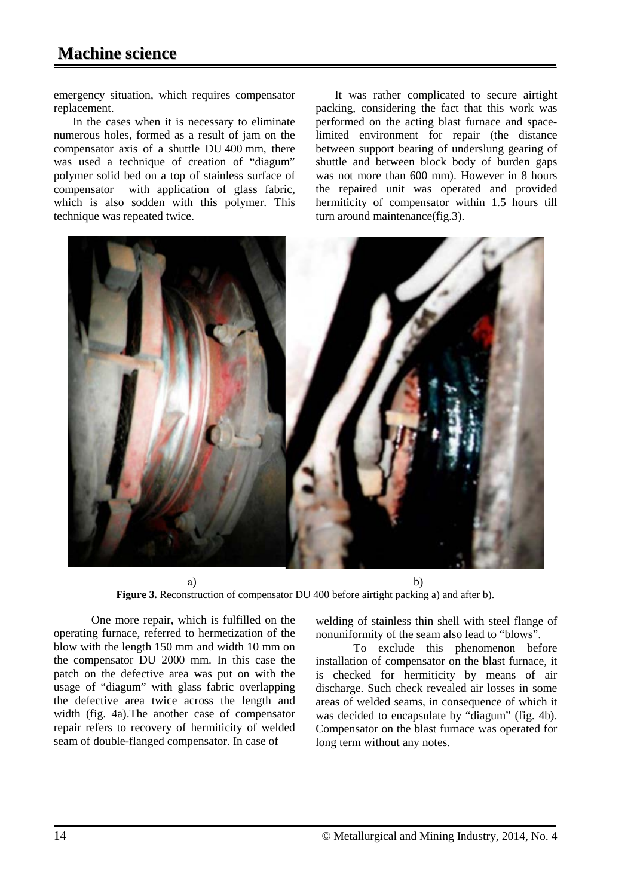emergency situation, which requires compensator replacement.

In the cases when it is necessary to eliminate numerous holes, formed as a result of jam on the compensator axis of a shuttle DU 400 mm, there was used a technique of creation of "diagum" polymer solid bed on a top of stainless surface of compensator with application of glass fabric, which is also sodden with this polymer. This technique was repeated twice.

It was rather complicated to secure airtight packing, considering the fact that this work was performed on the acting blast furnace and space-limited environment for repair (the distance between support bearing of underslung gearing of shuttle and between block body of burden gaps was not more than 600 mm). However in 8 hours the repaired unit was operated and provided hermiticity of compensator within 1.5 hours till turn around maintenance(fig.3).

a) b)

**Figure 3.** Reconstruction of compensator DU 400 before airtight packing a) and after b).

One more repair, which is fulfilled on the operating furnace, referred to hermetization of the blow with the length 150 mm and width 10 mm on the compensator DU 2000 mm. In this case the patch on the defective area was put on with the usage of "diagum" with glass fabric overlapping the defective area twice across the length and width (fig. 4a).The another case of compensator repair refers to recovery of hermiticity of welded seam of double-flanged compensator. In case of welding of stainless thin shell with steel flange of nonuniformity of the seam also lead to "blows".

To exclude this phenomenon before installation of compensator on the blast furnace, it is checked for hermiticity by means of air discharge. Such check revealed air losses in some areas of welded seams, in consequence of which it was decided to encapsulate by "diagum" (fig. 4b). Compensator on the blast furnace was operated for long term without any notes.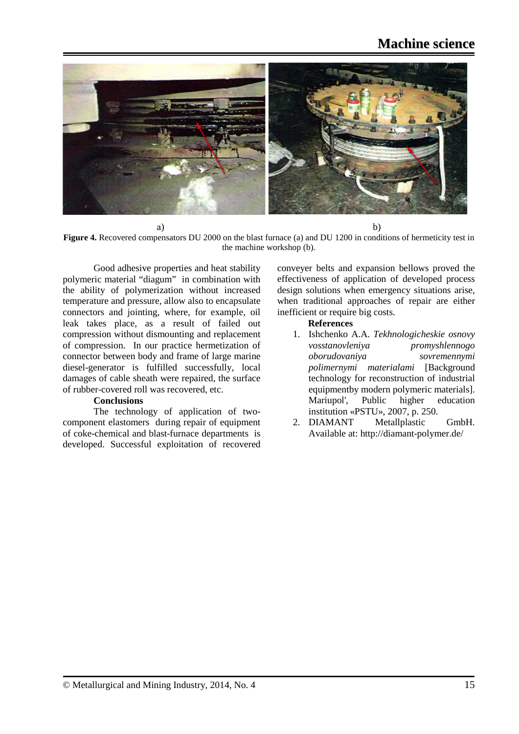a) b)

**Figure 4.** Recovered compensators DU 2000 on the blast furnace (a) and DU 1200 in conditions of hermeticity test in the machine workshop (b).

Good adhesive properties and heat stability polymeric material “diagum” in combination with the ability of polymerization without increased temperature and pressure, allow also to encapsulate connectors and jointing, where, for example, oil leak takes place, as a result of failed out compression without dismounting and replacement of compression. In our practice hermetization of connector between body and frame of large marine diesel-generator is fulfilled successfully, local damages of cable sheath were repaired, the surface of rubber-covered roll was recovered, etc.

## Conclusions

The technology of application of two-component elastomers during repair of equipment of coke-chemical and blast-furnace departments is developed. Successful exploitation of recovered conveyer belts and expansion bellows proved the effectiveness of application of developed process design solutions when emergency situations arise, when traditional approaches of repair are either inefficient or require big costs.

## References

1. Ishchenko A.A. *Tekhnologicheskie osnovy vosstanovleniya promyshlennogo oborudovaniya sovremennymi polimernymi materialami* [Background technology for reconstruction of industrial equipmentby modern polymeric materials]. Mariupol', Public higher education institution «PSTU», 2007, p. 250.
2. DIAMANT Metallplastic GmbH. Available at: http://diamant-polymer.de/